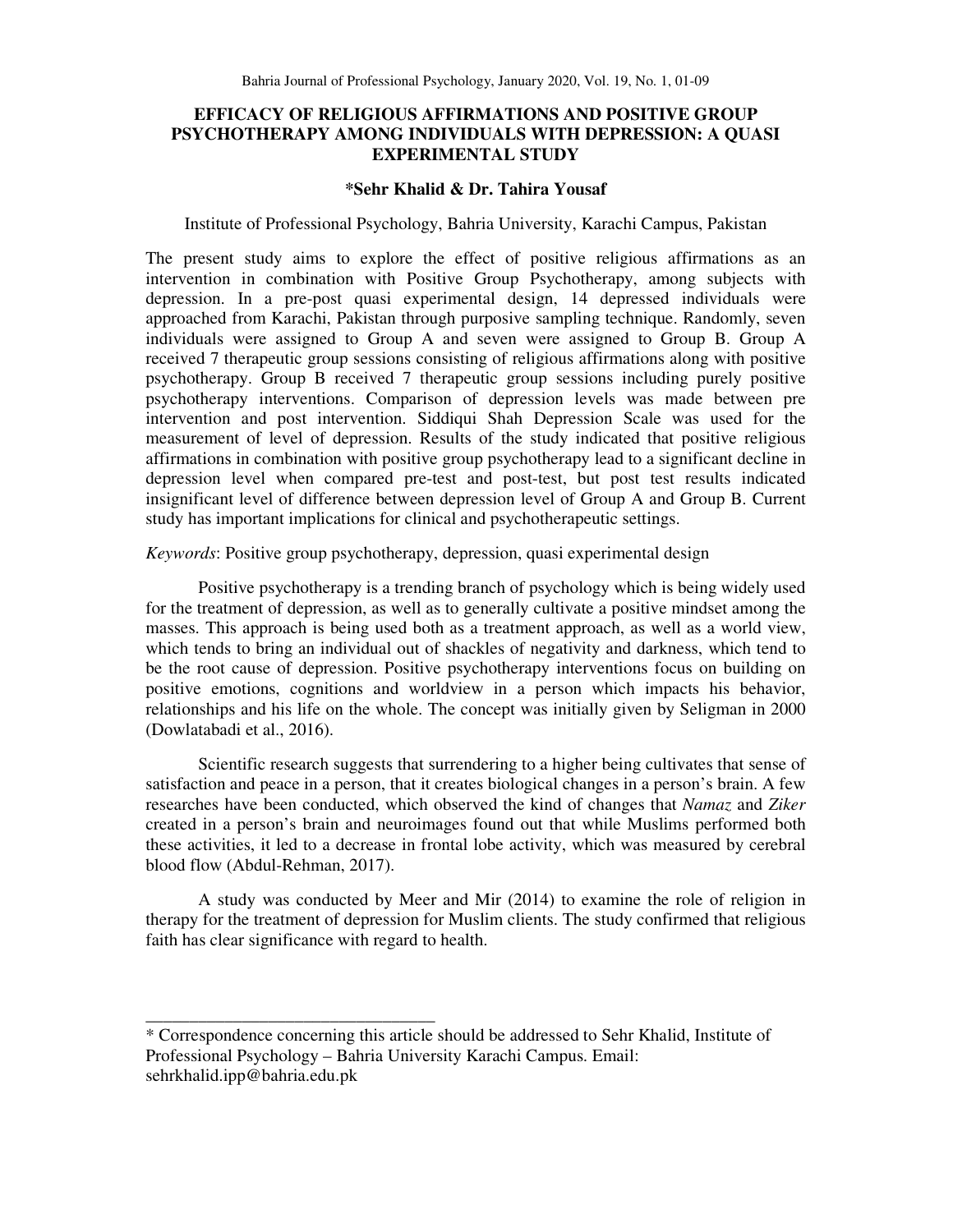# EFFICACY OF RELIGIOUS AFFIRMATIONS AND POSITIVE GROUP PSYCHOTHERAPY AMONG INDIVIDUALS WITH DEPRESSION: A QUASI EXPERIMENTAL STUDY

**\*Sehr Khalid & Dr. Tahira Yousaf**

Institute of Professional Psychology, Bahria University, Karachi Campus, Pakistan

The present study aims to explore the effect of positive religious affirmations as an intervention in combination with Positive Group Psychotherapy, among subjects with depression. In a pre-post quasi experimental design, 14 depressed individuals were approached from Karachi, Pakistan through purposive sampling technique. Randomly, seven individuals were assigned to Group A and seven were assigned to Group B. Group A received 7 therapeutic group sessions consisting of religious affirmations along with positive psychotherapy. Group B received 7 therapeutic group sessions including purely positive psychotherapy interventions. Comparison of depression levels was made between pre intervention and post intervention. Siddiqui Shah Depression Scale was used for the measurement of level of depression. Results of the study indicated that positive religious affirmations in combination with positive group psychotherapy lead to a significant decline in depression level when compared pre-test and post-test, but post test results indicated insignificant level of difference between depression level of Group A and Group B. Current study has important implications for clinical and psychotherapeutic settings.

*Keywords*: Positive group psychotherapy, depression, quasi experimental design

Positive psychotherapy is a trending branch of psychology which is being widely used for the treatment of depression, as well as to generally cultivate a positive mindset among the masses. This approach is being used both as a treatment approach, as well as a world view, which tends to bring an individual out of shackles of negativity and darkness, which tend to be the root cause of depression. Positive psychotherapy interventions focus on building on positive emotions, cognitions and worldview in a person which impacts his behavior, relationships and his life on the whole. The concept was initially given by Seligman in 2000 (Dowlatabadi et al., 2016).

Scientific research suggests that surrendering to a higher being cultivates that sense of satisfaction and peace in a person, that it creates biological changes in a person's brain. A few researches have been conducted, which observed the kind of changes that *Namaz* and *Ziker* created in a person's brain and neuroimages found out that while Muslims performed both these activities, it led to a decrease in frontal lobe activity, which was measured by cerebral blood flow (Abdul-Rehman, 2017).

A study was conducted by Meer and Mir (2014) to examine the role of religion in therapy for the treatment of depression for Muslim clients. The study confirmed that religious faith has clear significance with regard to health.

---

\* Correspondence concerning this article should be addressed to Sehr Khalid, Institute of Professional Psychology – Bahria University Karachi Campus. Email: sehrkhalid.ipp@bahria.edu.pk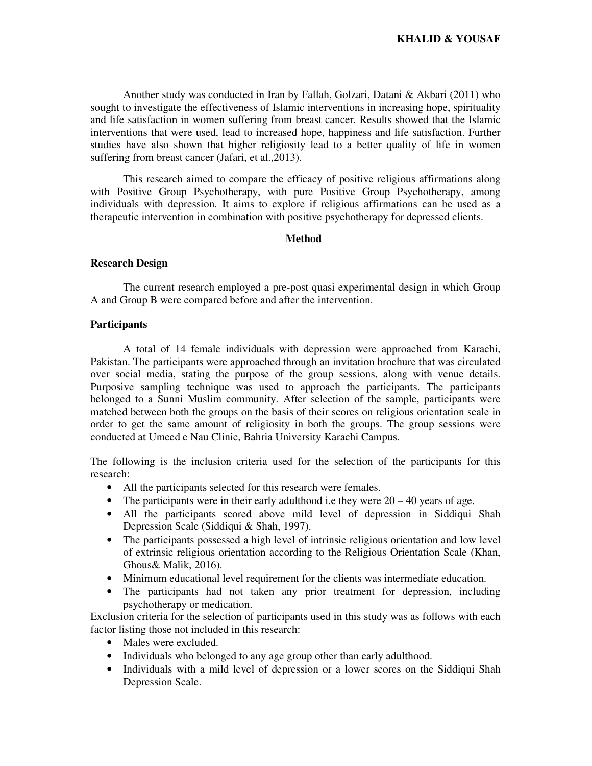Another study was conducted in Iran by Fallah, Golzari, Datani & Akbari (2011) who sought to investigate the effectiveness of Islamic interventions in increasing hope, spirituality and life satisfaction in women suffering from breast cancer. Results showed that the Islamic interventions that were used, lead to increased hope, happiness and life satisfaction. Further studies have also shown that higher religiosity lead to a better quality of life in women suffering from breast cancer (Jafari, et al.,2013).

This research aimed to compare the efficacy of positive religious affirmations along with Positive Group Psychotherapy, with pure Positive Group Psychotherapy, among individuals with depression. It aims to explore if religious affirmations can be used as a therapeutic intervention in combination with positive psychotherapy for depressed clients.

## Method

### Research Design

The current research employed a pre-post quasi experimental design in which Group A and Group B were compared before and after the intervention.

### Participants

A total of 14 female individuals with depression were approached from Karachi, Pakistan. The participants were approached through an invitation brochure that was circulated over social media, stating the purpose of the group sessions, along with venue details. Purposive sampling technique was used to approach the participants. The participants belonged to a Sunni Muslim community. After selection of the sample, participants were matched between both the groups on the basis of their scores on religious orientation scale in order to get the same amount of religiosity in both the groups. The group sessions were conducted at Umeed e Nau Clinic, Bahria University Karachi Campus.

The following is the inclusion criteria used for the selection of the participants for this research:

- All the participants selected for this research were females.
- The participants were in their early adulthood i.e they were 20 – 40 years of age.
- All the participants scored above mild level of depression in Siddiqui Shah Depression Scale (Siddiqui & Shah, 1997).
- The participants possessed a high level of intrinsic religious orientation and low level of extrinsic religious orientation according to the Religious Orientation Scale (Khan, Ghous& Malik, 2016).
- Minimum educational level requirement for the clients was intermediate education.
- The participants had not taken any prior treatment for depression, including psychotherapy or medication.

Exclusion criteria for the selection of participants used in this study was as follows with each factor listing those not included in this research:

- Males were excluded.
- Individuals who belonged to any age group other than early adulthood.
- Individuals with a mild level of depression or a lower scores on the Siddiqui Shah Depression Scale.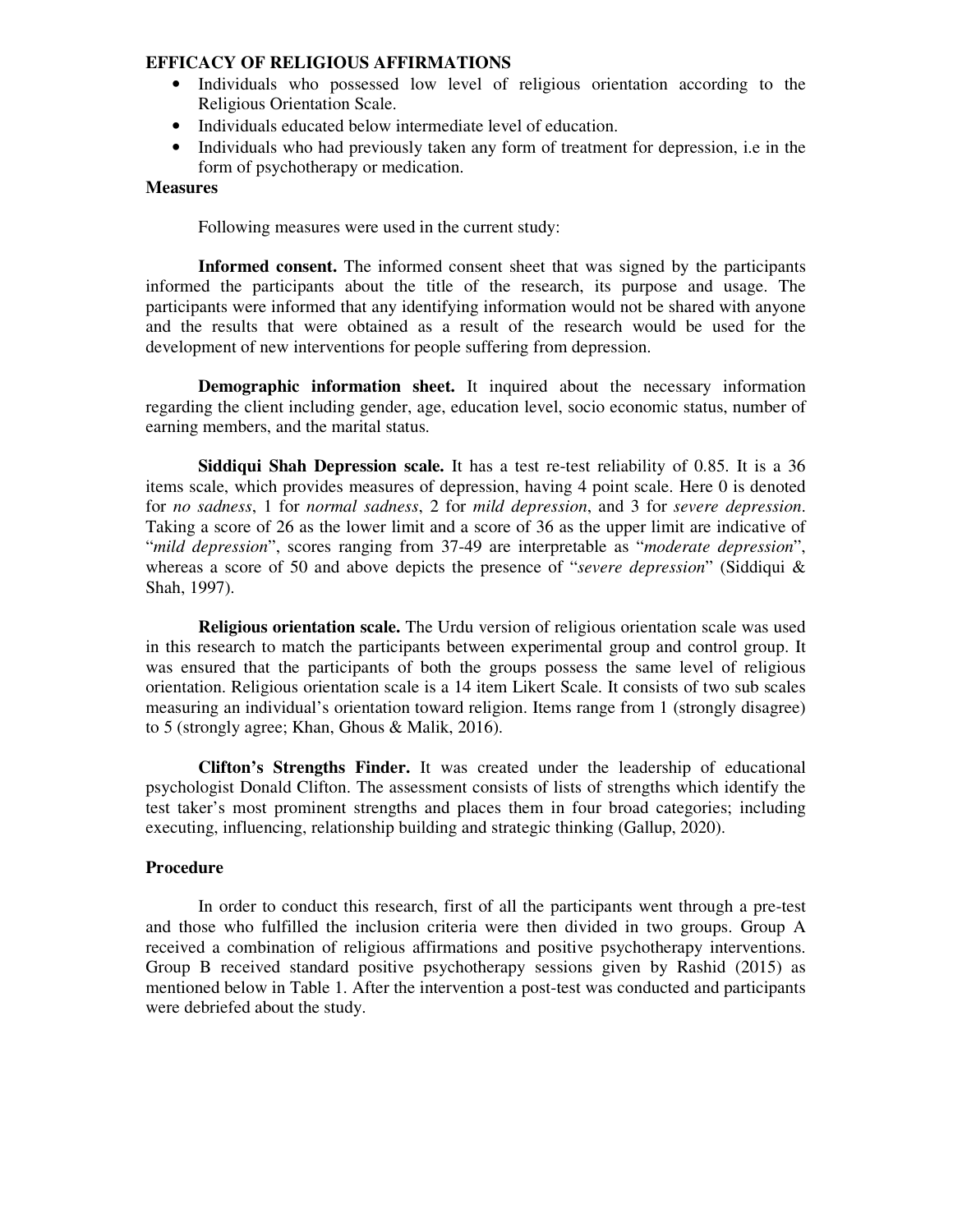- Individuals who possessed low level of religious orientation according to the Religious Orientation Scale.
- Individuals educated below intermediate level of education.
- Individuals who had previously taken any form of treatment for depression, i.e in the form of psychotherapy or medication.

### Measures

Following measures were used in the current study:

**Informed consent.** The informed consent sheet that was signed by the participants informed the participants about the title of the research, its purpose and usage. The participants were informed that any identifying information would not be shared with anyone and the results that were obtained as a result of the research would be used for the development of new interventions for people suffering from depression.

**Demographic information sheet.** It inquired about the necessary information regarding the client including gender, age, education level, socio economic status, number of earning members, and the marital status.

**Siddiqui Shah Depression scale.** It has a test re-test reliability of 0.85. It is a 36 items scale, which provides measures of depression, having 4 point scale. Here 0 is denoted for *no sadness*, 1 for *normal sadness*, 2 for *mild depression*, and 3 for *severe depression*. Taking a score of 26 as the lower limit and a score of 36 as the upper limit are indicative of "*mild depression*", scores ranging from 37-49 are interpretable as "*moderate depression*", whereas a score of 50 and above depicts the presence of "*severe depression*" (Siddiqui & Shah, 1997).

**Religious orientation scale.** The Urdu version of religious orientation scale was used in this research to match the participants between experimental group and control group. It was ensured that the participants of both the groups possess the same level of religious orientation. Religious orientation scale is a 14 item Likert Scale. It consists of two sub scales measuring an individual's orientation toward religion. Items range from 1 (strongly disagree) to 5 (strongly agree; Khan, Ghous & Malik, 2016).

**Clifton's Strengths Finder.** It was created under the leadership of educational psychologist Donald Clifton. The assessment consists of lists of strengths which identify the test taker's most prominent strengths and places them in four broad categories; including executing, influencing, relationship building and strategic thinking (Gallup, 2020).

### Procedure

In order to conduct this research, first of all the participants went through a pre-test and those who fulfilled the inclusion criteria were then divided in two groups. Group A received a combination of religious affirmations and positive psychotherapy interventions. Group B received standard positive psychotherapy sessions given by Rashid (2015) as mentioned below in Table 1. After the intervention a post-test was conducted and participants were debriefed about the study.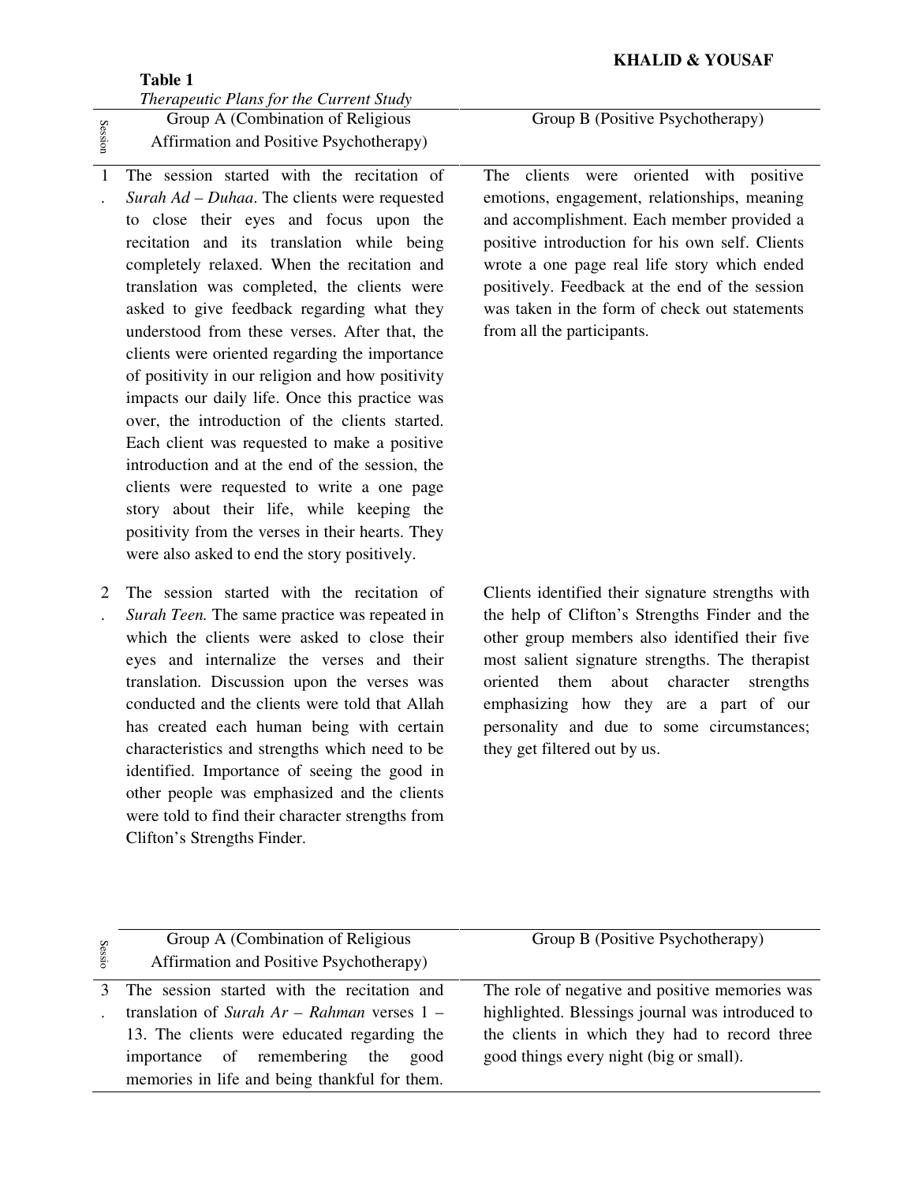**Table 1**

*Therapeutic Plans for the Current Study*

| Session | Group A (Combination of Religious Affirmation and Positive Psychotherapy) | Group B (Positive Psychotherapy) |
|---|---|---|
| 1. | The session started with the recitation of *Surah Ad – Duhaa*. The clients were requested to close their eyes and focus upon the recitation and its translation while being completely relaxed. When the recitation and translation was completed, the clients were asked to give feedback regarding what they understood from these verses. After that, the clients were oriented regarding the importance of positivity in our religion and how positivity impacts our daily life. Once this practice was over, the introduction of the clients started. Each client was requested to make a positive introduction and at the end of the session, the clients were requested to write a one page story about their life, while keeping the positivity from the verses in their hearts. They were also asked to end the story positively. | The clients were oriented with positive emotions, engagement, relationships, meaning and accomplishment. Each member provided a positive introduction for his own self. Clients wrote a one page real life story which ended positively. Feedback at the end of the session was taken in the form of check out statements from all the participants. |
| 2. | The session started with the recitation of *Surah Teen.* The same practice was repeated in which the clients were asked to close their eyes and internalize the verses and their translation. Discussion upon the verses was conducted and the clients were told that Allah has created each human being with certain characteristics and strengths which need to be identified. Importance of seeing the good in other people was emphasized and the clients were told to find their character strengths from Clifton's Strengths Finder. | Clients identified their signature strengths with the help of Clifton's Strengths Finder and the other group members also identified their five most salient signature strengths. The therapist oriented them about character strengths emphasizing how they are a part of our personality and due to some circumstances; they get filtered out by us. |
| 3. | The session started with the recitation and translation of *Surah Ar – Rahman* verses 1 – 13. The clients were educated regarding the importance of remembering the good memories in life and being thankful for them. | The role of negative and positive memories was highlighted. Blessings journal was introduced to the clients in which they had to record three good things every night (big or small). |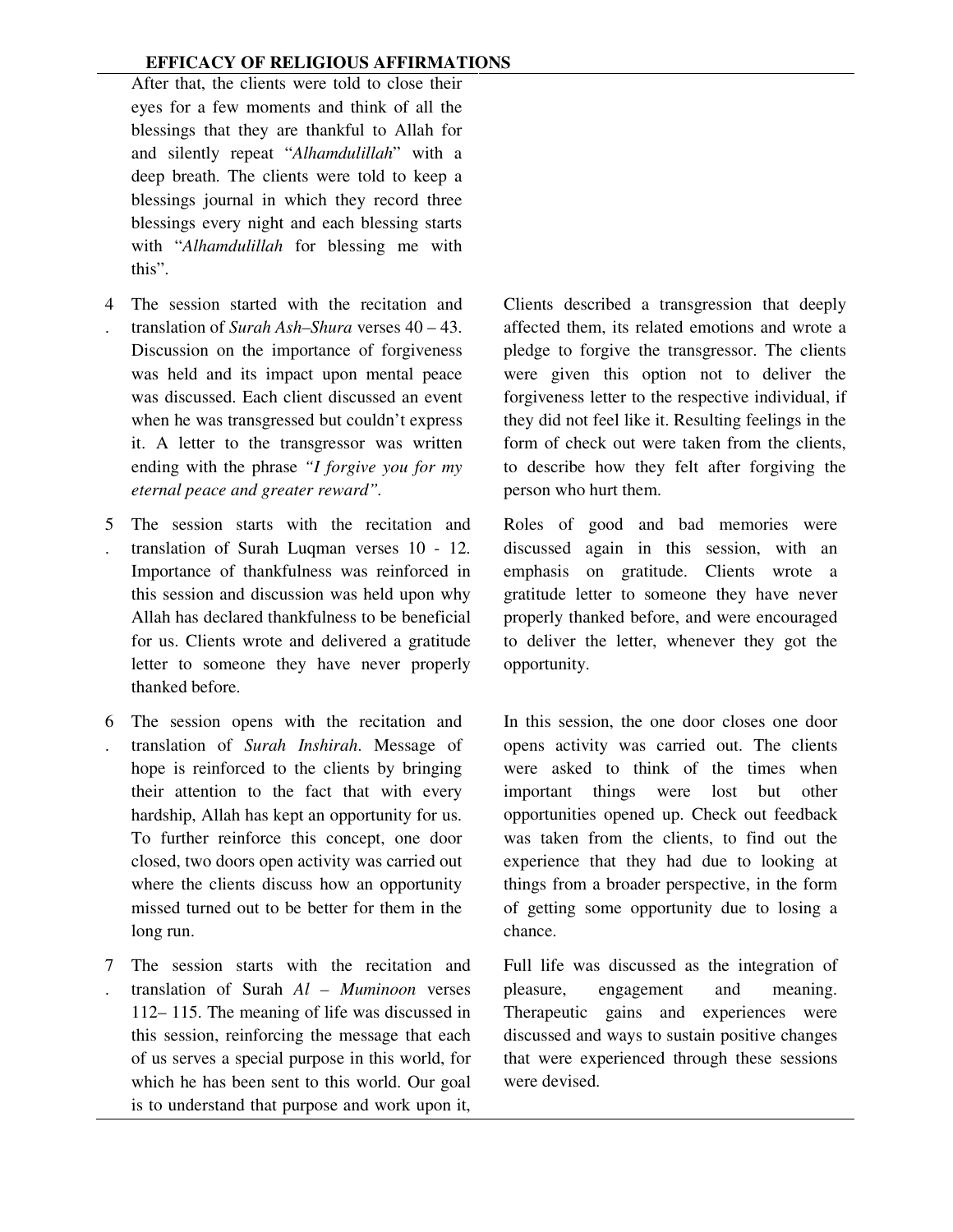|  |  |  |
|---|---|---|
|  | After that, the clients were told to close their eyes for a few moments and think of all the blessings that they are thankful to Allah for and silently repeat "*Alhamdulillah*" with a deep breath. The clients were told to keep a blessings journal in which they record three blessings every night and each blessing starts with "*Alhamdulillah* for blessing me with this". |  |
| 4. | The session started with the recitation and translation of *Surah Ash–Shura* verses 40 – 43. Discussion on the importance of forgiveness was held and its impact upon mental peace was discussed. Each client discussed an event when he was transgressed but couldn't express it. A letter to the transgressor was written ending with the phrase *"I forgive you for my eternal peace and greater reward"*. | Clients described a transgression that deeply affected them, its related emotions and wrote a pledge to forgive the transgressor. The clients were given this option not to deliver the forgiveness letter to the respective individual, if they did not feel like it. Resulting feelings in the form of check out were taken from the clients, to describe how they felt after forgiving the person who hurt them. |
| 5. | The session starts with the recitation and translation of Surah Luqman verses 10 - 12. Importance of thankfulness was reinforced in this session and discussion was held upon why Allah has declared thankfulness to be beneficial for us. Clients wrote and delivered a gratitude letter to someone they have never properly thanked before. | Roles of good and bad memories were discussed again in this session, with an emphasis on gratitude. Clients wrote a gratitude letter to someone they have never properly thanked before, and were encouraged to deliver the letter, whenever they got the opportunity. |
| 6. | The session opens with the recitation and translation of *Surah Inshirah*. Message of hope is reinforced to the clients by bringing their attention to the fact that with every hardship, Allah has kept an opportunity for us. To further reinforce this concept, one door closed, two doors open activity was carried out where the clients discuss how an opportunity missed turned out to be better for them in the long run. | In this session, the one door closes one door opens activity was carried out. The clients were asked to think of the times when important things were lost but other opportunities opened up. Check out feedback was taken from the clients, to find out the experience that they had due to looking at things from a broader perspective, in the form of getting some opportunity due to losing a chance. |
| 7. | The session starts with the recitation and translation of Surah *Al – Muminoon* verses 112– 115. The meaning of life was discussed in this session, reinforcing the message that each of us serves a special purpose in this world, for which he has been sent to this world. Our goal is to understand that purpose and work upon it, | Full life was discussed as the integration of pleasure, engagement and meaning. Therapeutic gains and experiences were discussed and ways to sustain positive changes that were experienced through these sessions were devised. |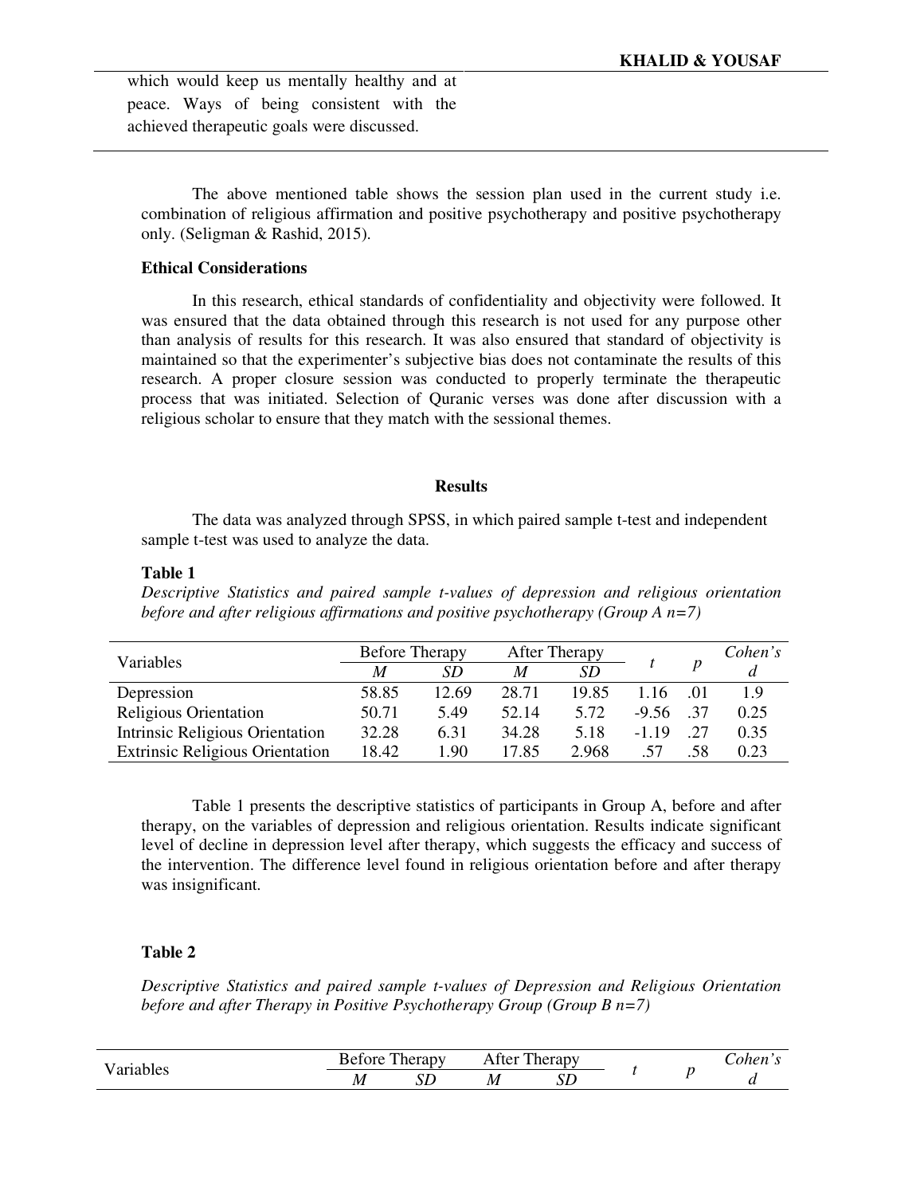which would keep us mentally healthy and at peace. Ways of being consistent with the achieved therapeutic goals were discussed.

The above mentioned table shows the session plan used in the current study i.e. combination of religious affirmation and positive psychotherapy and positive psychotherapy only. (Seligman & Rashid, 2015).

### Ethical Considerations

In this research, ethical standards of confidentiality and objectivity were followed. It was ensured that the data obtained through this research is not used for any purpose other than analysis of results for this research. It was also ensured that standard of objectivity is maintained so that the experimenter's subjective bias does not contaminate the results of this research. A proper closure session was conducted to properly terminate the therapeutic process that was initiated. Selection of Quranic verses was done after discussion with a religious scholar to ensure that they match with the sessional themes.

## Results

The data was analyzed through SPSS, in which paired sample t-test and independent sample t-test was used to analyze the data.

**Table 1**

*Descriptive Statistics and paired sample t-values of depression and religious orientation before and after religious affirmations and positive psychotherapy (Group A n=7)*

| Variables | Before Therapy | | After Therapy | | *t* | *p* | *Cohen's d* |
|---|---|---|---|---|---|---|---|
| | *M* | *SD* | *M* | *SD* | | | |
| Depression | 58.85 | 12.69 | 28.71 | 19.85 | 1.16 | .01 | 1.9 |
| Religious Orientation | 50.71 | 5.49 | 52.14 | 5.72 | -9.56 | .37 | 0.25 |
| Intrinsic Religious Orientation | 32.28 | 6.31 | 34.28 | 5.18 | -1.19 | .27 | 0.35 |
| Extrinsic Religious Orientation | 18.42 | 1.90 | 17.85 | 2.968 | .57 | .58 | 0.23 |

Table 1 presents the descriptive statistics of participants in Group A, before and after therapy, on the variables of depression and religious orientation. Results indicate significant level of decline in depression level after therapy, which suggests the efficacy and success of the intervention. The difference level found in religious orientation before and after therapy was insignificant.

**Table 2**

*Descriptive Statistics and paired sample t-values of Depression and Religious Orientation before and after Therapy in Positive Psychotherapy Group (Group B n=7)*

| Variables | Before Therapy | | After Therapy | | *t* | *p* | *Cohen's d* |
|---|---|---|---|---|---|---|---|
| | *M* | *SD* | *M* | *SD* | | | |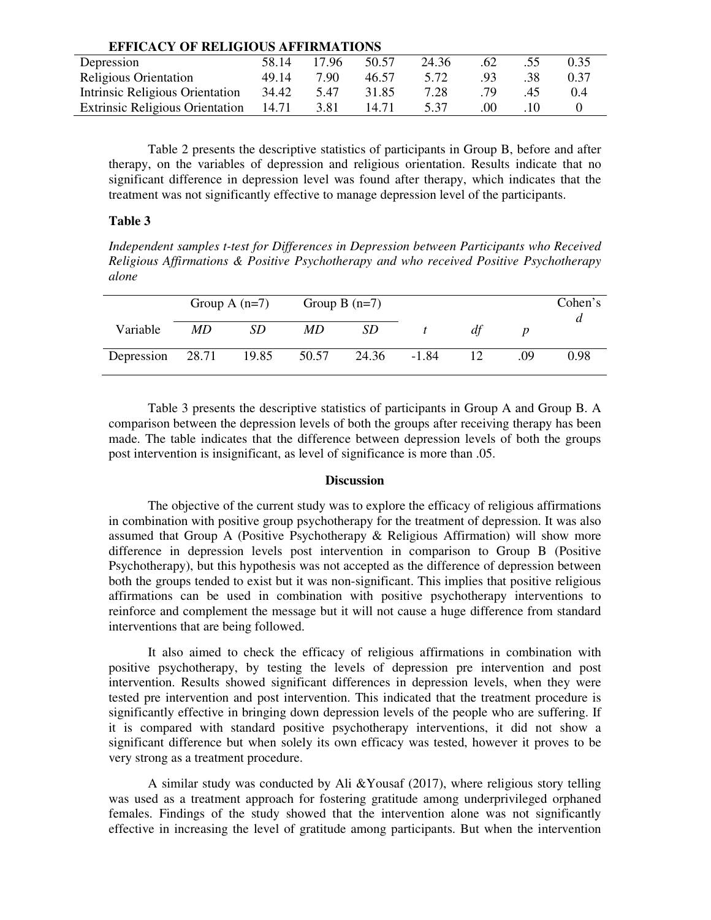| Depression | 58.14 | 17.96 | 50.57 | 24.36 | .62 | .55 | 0.35 |
|---|---|---|---|---|---|---|---|
| Religious Orientation | 49.14 | 7.90 | 46.57 | 5.72 | .93 | .38 | 0.37 |
| Intrinsic Religious Orientation | 34.42 | 5.47 | 31.85 | 7.28 | .79 | .45 | 0.4 |
| Extrinsic Religious Orientation | 14.71 | 3.81 | 14.71 | 5.37 | .00 | .10 | 0 |

Table 2 presents the descriptive statistics of participants in Group B, before and after therapy, on the variables of depression and religious orientation. Results indicate that no significant difference in depression level was found after therapy, which indicates that the treatment was not significantly effective to manage depression level of the participants.

**Table 3**

*Independent samples t-test for Differences in Depression between Participants who Received Religious Affirmations & Positive Psychotherapy and who received Positive Psychotherapy alone*

| | Group A (n=7) | | Group B (n=7) | | | | | Cohen's *d* |
|---|---|---|---|---|---|---|---|---|
| Variable | *MD* | *SD* | *MD* | *SD* | *t* | *df* | *p* | |
| Depression | 28.71 | 19.85 | 50.57 | 24.36 | -1.84 | 12 | .09 | 0.98 |

Table 3 presents the descriptive statistics of participants in Group A and Group B. A comparison between the depression levels of both the groups after receiving therapy has been made. The table indicates that the difference between depression levels of both the groups post intervention is insignificant, as level of significance is more than .05.

## Discussion

The objective of the current study was to explore the efficacy of religious affirmations in combination with positive group psychotherapy for the treatment of depression. It was also assumed that Group A (Positive Psychotherapy & Religious Affirmation) will show more difference in depression levels post intervention in comparison to Group B (Positive Psychotherapy), but this hypothesis was not accepted as the difference of depression between both the groups tended to exist but it was non-significant. This implies that positive religious affirmations can be used in combination with positive psychotherapy interventions to reinforce and complement the message but it will not cause a huge difference from standard interventions that are being followed.

It also aimed to check the efficacy of religious affirmations in combination with positive psychotherapy, by testing the levels of depression pre intervention and post intervention. Results showed significant differences in depression levels, when they were tested pre intervention and post intervention. This indicated that the treatment procedure is significantly effective in bringing down depression levels of the people who are suffering. If it is compared with standard positive psychotherapy interventions, it did not show a significant difference but when solely its own efficacy was tested, however it proves to be very strong as a treatment procedure.

A similar study was conducted by Ali &Yousaf (2017), where religious story telling was used as a treatment approach for fostering gratitude among underprivileged orphaned females. Findings of the study showed that the intervention alone was not significantly effective in increasing the level of gratitude among participants. But when the intervention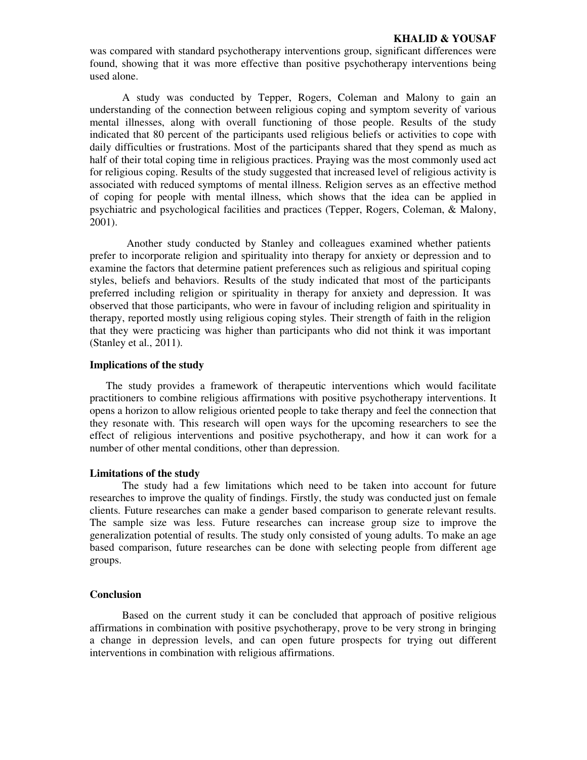was compared with standard psychotherapy interventions group, significant differences were found, showing that it was more effective than positive psychotherapy interventions being used alone.

A study was conducted by Tepper, Rogers, Coleman and Malony to gain an understanding of the connection between religious coping and symptom severity of various mental illnesses, along with overall functioning of those people. Results of the study indicated that 80 percent of the participants used religious beliefs or activities to cope with daily difficulties or frustrations. Most of the participants shared that they spend as much as half of their total coping time in religious practices. Praying was the most commonly used act for religious coping. Results of the study suggested that increased level of religious activity is associated with reduced symptoms of mental illness. Religion serves as an effective method of coping for people with mental illness, which shows that the idea can be applied in psychiatric and psychological facilities and practices (Tepper, Rogers, Coleman, & Malony, 2001).

Another study conducted by Stanley and colleagues examined whether patients prefer to incorporate religion and spirituality into therapy for anxiety or depression and to examine the factors that determine patient preferences such as religious and spiritual coping styles, beliefs and behaviors. Results of the study indicated that most of the participants preferred including religion or spirituality in therapy for anxiety and depression. It was observed that those participants, who were in favour of including religion and spirituality in therapy, reported mostly using religious coping styles. Their strength of faith in the religion that they were practicing was higher than participants who did not think it was important (Stanley et al., 2011).

### Implications of the study

The study provides a framework of therapeutic interventions which would facilitate practitioners to combine religious affirmations with positive psychotherapy interventions. It opens a horizon to allow religious oriented people to take therapy and feel the connection that they resonate with. This research will open ways for the upcoming researchers to see the effect of religious interventions and positive psychotherapy, and how it can work for a number of other mental conditions, other than depression.

### Limitations of the study

The study had a few limitations which need to be taken into account for future researches to improve the quality of findings. Firstly, the study was conducted just on female clients. Future researches can make a gender based comparison to generate relevant results. The sample size was less. Future researches can increase group size to improve the generalization potential of results. The study only consisted of young adults. To make an age based comparison, future researches can be done with selecting people from different age groups.

### Conclusion

Based on the current study it can be concluded that approach of positive religious affirmations in combination with positive psychotherapy, prove to be very strong in bringing a change in depression levels, and can open future prospects for trying out different interventions in combination with religious affirmations.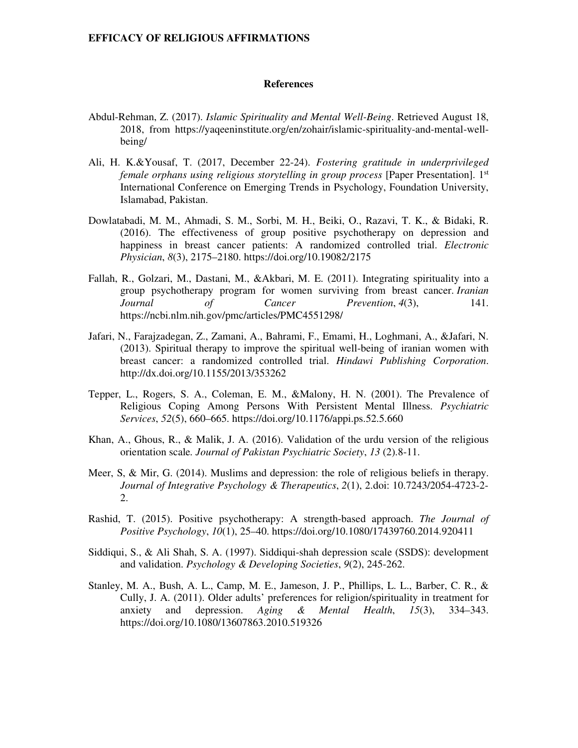## References

Abdul-Rehman, Z. (2017). *Islamic Spirituality and Mental Well-Being*. Retrieved August 18, 2018, from https://yaqeeninstitute.org/en/zohair/islamic-spirituality-and-mental-well-being/

Ali, H. K.&Yousaf, T. (2017, December 22-24). *Fostering gratitude in underprivileged female orphans using religious storytelling in group process* [Paper Presentation]. 1st International Conference on Emerging Trends in Psychology, Foundation University, Islamabad, Pakistan.

Dowlatabadi, M. M., Ahmadi, S. M., Sorbi, M. H., Beiki, O., Razavi, T. K., & Bidaki, R. (2016). The effectiveness of group positive psychotherapy on depression and happiness in breast cancer patients: A randomized controlled trial. *Electronic Physician*, *8*(3), 2175–2180. https://doi.org/10.19082/2175

Fallah, R., Golzari, M., Dastani, M., &Akbari, M. E. (2011). Integrating spirituality into a group psychotherapy program for women surviving from breast cancer. *Iranian Journal of Cancer Prevention*, *4*(3), 141. https://ncbi.nlm.nih.gov/pmc/articles/PMC4551298/

Jafari, N., Farajzadegan, Z., Zamani, A., Bahrami, F., Emami, H., Loghmani, A., &Jafari, N. (2013). Spiritual therapy to improve the spiritual well-being of iranian women with breast cancer: a randomized controlled trial. *Hindawi Publishing Corporation*. http://dx.doi.org/10.1155/2013/353262

Tepper, L., Rogers, S. A., Coleman, E. M., &Malony, H. N. (2001). The Prevalence of Religious Coping Among Persons With Persistent Mental Illness. *Psychiatric Services*, *52*(5), 660–665. https://doi.org/10.1176/appi.ps.52.5.660

Khan, A., Ghous, R., & Malik, J. A. (2016). Validation of the urdu version of the religious orientation scale. *Journal of Pakistan Psychiatric Society*, *13* (2).8-11.

Meer, S, & Mir, G. (2014). Muslims and depression: the role of religious beliefs in therapy. *Journal of Integrative Psychology & Therapeutics*, *2*(1), 2.doi: 10.7243/2054-4723-2-2.

Rashid, T. (2015). Positive psychotherapy: A strength-based approach. *The Journal of Positive Psychology*, *10*(1), 25–40. https://doi.org/10.1080/17439760.2014.920411

Siddiqui, S., & Ali Shah, S. A. (1997). Siddiqui-shah depression scale (SSDS): development and validation. *Psychology & Developing Societies*, *9*(2), 245-262.

Stanley, M. A., Bush, A. L., Camp, M. E., Jameson, J. P., Phillips, L. L., Barber, C. R., & Cully, J. A. (2011). Older adults' preferences for religion/spirituality in treatment for anxiety and depression. *Aging & Mental Health*, *15*(3), 334–343. https://doi.org/10.1080/13607863.2010.519326